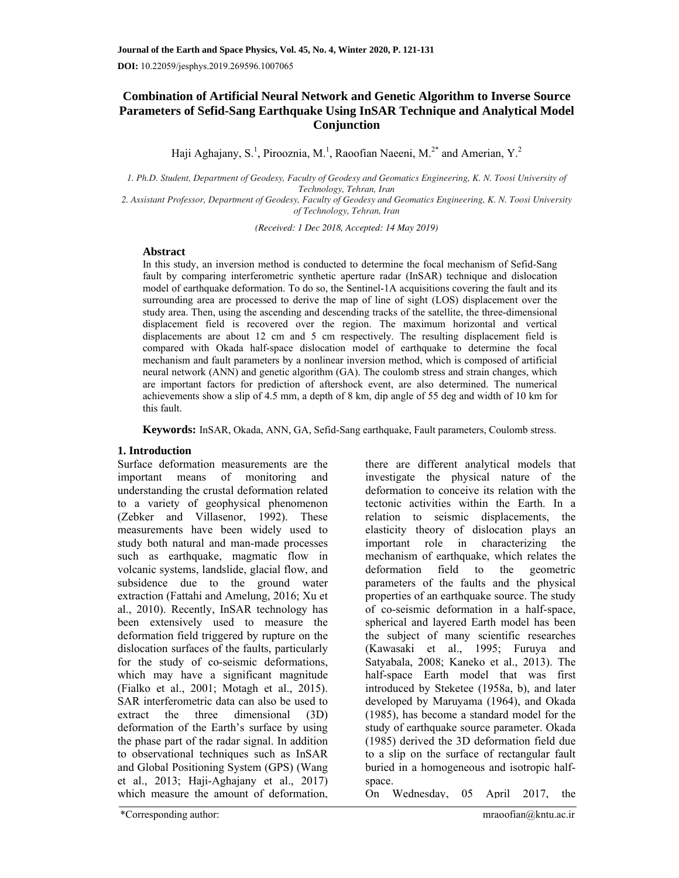Journal of the Earth and Space Physics, Vol. 45, No. 4, Winter 2020, P. 121-131

**DOI:** 10.22059/jesphys.2019.269596.1007065

# Combination of Artificial Neural Network and Genetic Algorithm to Inverse Source Parameters of Sefid-Sang Earthquake Using InSAR Technique and Analytical Model Conjunction

Haji Aghajany, S.[1], Pirooznia, M.[1], Raoofian Naeeni, M.[2*] and Amerian, Y.[2]

*1. Ph.D. Student, Department of Geodesy, Faculty of Geodesy and Geomatics Engineering, K. N. Toosi University of Technology, Tehran, Iran*

*2. Assistant Professor, Department of Geodesy, Faculty of Geodesy and Geomatics Engineering, K. N. Toosi University of Technology, Tehran, Iran*

*(Received: 1 Dec 2018, Accepted: 14 May 2019)*

## Abstract

In this study, an inversion method is conducted to determine the focal mechanism of Sefid-Sang fault by comparing interferometric synthetic aperture radar (InSAR) technique and dislocation model of earthquake deformation. To do so, the Sentinel-1A acquisitions covering the fault and its surrounding area are processed to derive the map of line of sight (LOS) displacement over the study area. Then, using the ascending and descending tracks of the satellite, the three-dimensional displacement field is recovered over the region. The maximum horizontal and vertical displacements are about 12 cm and 5 cm respectively. The resulting displacement field is compared with Okada half-space dislocation model of earthquake to determine the focal mechanism and fault parameters by a nonlinear inversion method, which is composed of artificial neural network (ANN) and genetic algorithm (GA). The coulomb stress and strain changes, which are important factors for prediction of aftershock event, are also determined. The numerical achievements show a slip of 4.5 mm, a depth of 8 km, dip angle of 55 deg and width of 10 km for this fault.

**Keywords:** InSAR, Okada, ANN, GA, Sefid-Sang earthquake, Fault parameters, Coulomb stress.

## 1. Introduction

Surface deformation measurements are the important means of monitoring and understanding the crustal deformation related to a variety of geophysical phenomenon (Zebker and Villasenor, 1992). These measurements have been widely used to study both natural and man-made processes such as earthquake, magmatic flow in volcanic systems, landslide, glacial flow, and subsidence due to the ground water extraction (Fattahi and Amelung, 2016; Xu et al., 2010). Recently, InSAR technology has been extensively used to measure the deformation field triggered by rupture on the dislocation surfaces of the faults, particularly for the study of co-seismic deformations, which may have a significant magnitude (Fialko et al., 2001; Motagh et al., 2015). SAR interferometric data can also be used to extract the three dimensional (3D) deformation of the Earth's surface by using the phase part of the radar signal. In addition to observational techniques such as InSAR and Global Positioning System (GPS) (Wang et al., 2013; Haji-Aghajany et al., 2017) which measure the amount of deformation, there are different analytical models that investigate the physical nature of the deformation to conceive its relation with the tectonic activities within the Earth. In a relation to seismic displacements, the elasticity theory of dislocation plays an important role in characterizing the mechanism of earthquake, which relates the deformation field to the geometric parameters of the faults and the physical properties of an earthquake source. The study of co-seismic deformation in a half-space, spherical and layered Earth model has been the subject of many scientific researches (Kawasaki et al., 1995; Furuya and Satyabala, 2008; Kaneko et al., 2013). The half-space Earth model that was first introduced by Steketee (1958a, b), and later developed by Maruyama (1964), and Okada (1985), has become a standard model for the study of earthquake source parameter. Okada (1985) derived the 3D deformation field due to a slip on the surface of rectangular fault buried in a homogeneous and isotropic half-space.

On Wednesday, 05 April 2017, the

*Corresponding author: mraoofian@kntu.ac.ir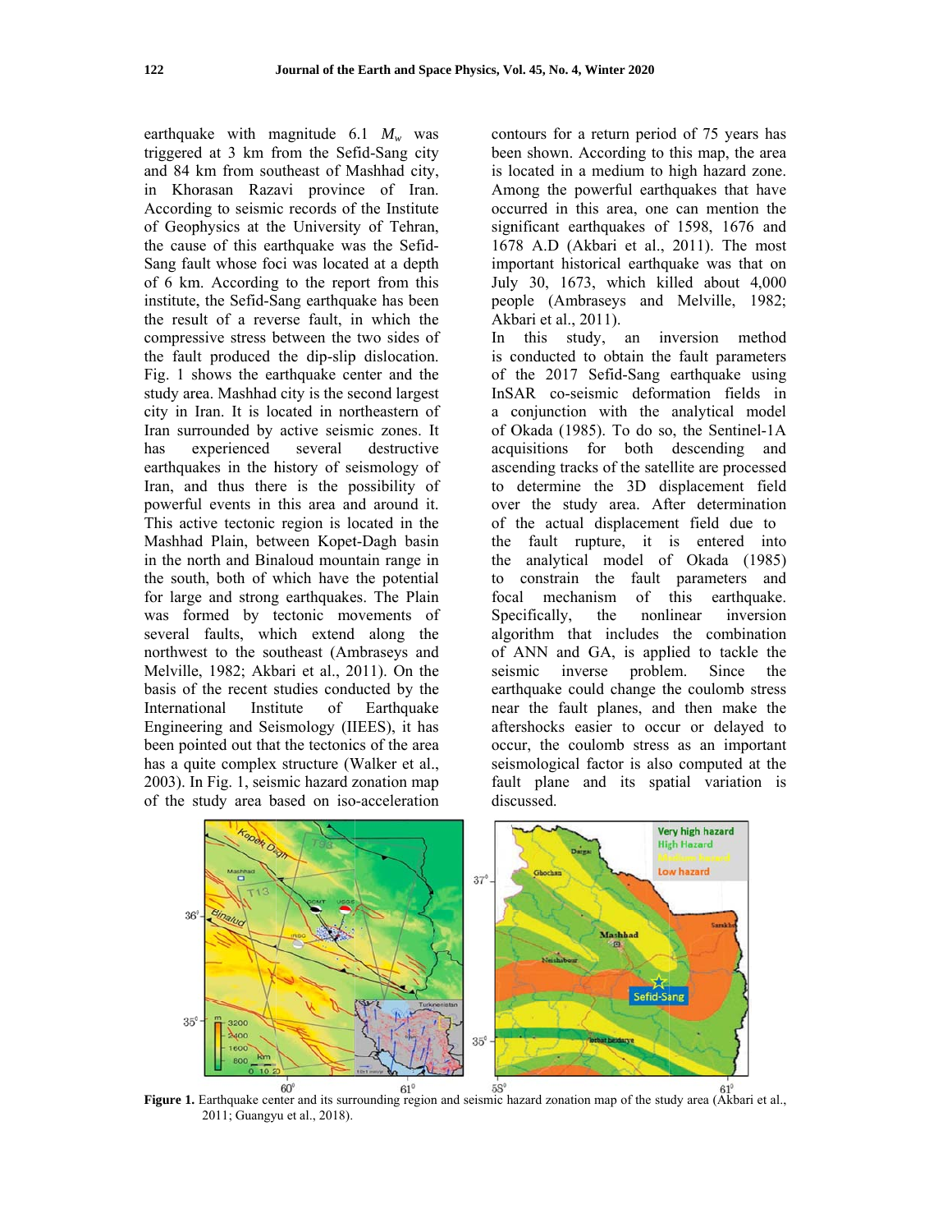earthquake with magnitude 6.1 $M_w$ was triggered at 3 km from the Sefid-Sang city and 84 km from southeast of Mashhad city, in Khorasan Razavi province of Iran. According to seismic records of the Institute of Geophysics at the University of Tehran, the cause of this earthquake was the Sefid-Sang fault whose foci was located at a depth of 6 km. According to the report from this institute, the Sefid-Sang earthquake has been the result of a reverse fault, in which the compressive stress between the two sides of the fault produced the dip-slip dislocation. Fig. 1 shows the earthquake center and the study area. Mashhad city is the second largest city in Iran. It is located in northeastern of Iran surrounded by active seismic zones. It has experienced several destructive earthquakes in the history of seismology of Iran, and thus there is the possibility of powerful events in this area and around it. This active tectonic region is located in the Mashhad Plain, between Kopet-Dagh basin in the north and Binaloud mountain range in the south, both of which have the potential for large and strong earthquakes. The Plain was formed by tectonic movements of several faults, which extend along the northwest to the southeast (Ambraseys and Melville, 1982; Akbari et al., 2011). On the basis of the recent studies conducted by the International Institute of Earthquake Engineering and Seismology (IIEES), it has been pointed out that the tectonics of the area has a quite complex structure (Walker et al., 2003). In Fig. 1, seismic hazard zonation map of the study area based on iso-acceleration contours for a return period of 75 years has been shown. According to this map, the area is located in a medium to high hazard zone. Among the powerful earthquakes that have occurred in this area, one can mention the significant earthquakes of 1598, 1676 and 1678 A.D (Akbari et al., 2011). The most important historical earthquake was that on July 30, 1673, which killed about 4,000 people (Ambraseys and Melville, 1982; Akbari et al., 2011).

In this study, an inversion method is conducted to obtain the fault parameters of the 2017 Sefid-Sang earthquake using InSAR co-seismic deformation fields in a conjunction with the analytical model of Okada (1985). To do so, the Sentinel-1A acquisitions for both descending and ascending tracks of the satellite are processed to determine the 3D displacement field over the study area. After determination of the actual displacement field due to the fault rupture, it is entered into the analytical model of Okada (1985) to constrain the fault parameters and focal mechanism of this earthquake. Specifically, the nonlinear inversion algorithm that includes the combination of ANN and GA, is applied to tackle the seismic inverse problem. Since the earthquake could change the coulomb stress near the fault planes, and then make the aftershocks easier to occur or delayed to occur, the coulomb stress as an important seismological factor is also computed at the fault plane and its spatial variation is discussed.

**Figure 1.** Earthquake center and its surrounding region and seismic hazard zonation map of the study area (Akbari et al., 2011; Guangyu et al., 2018).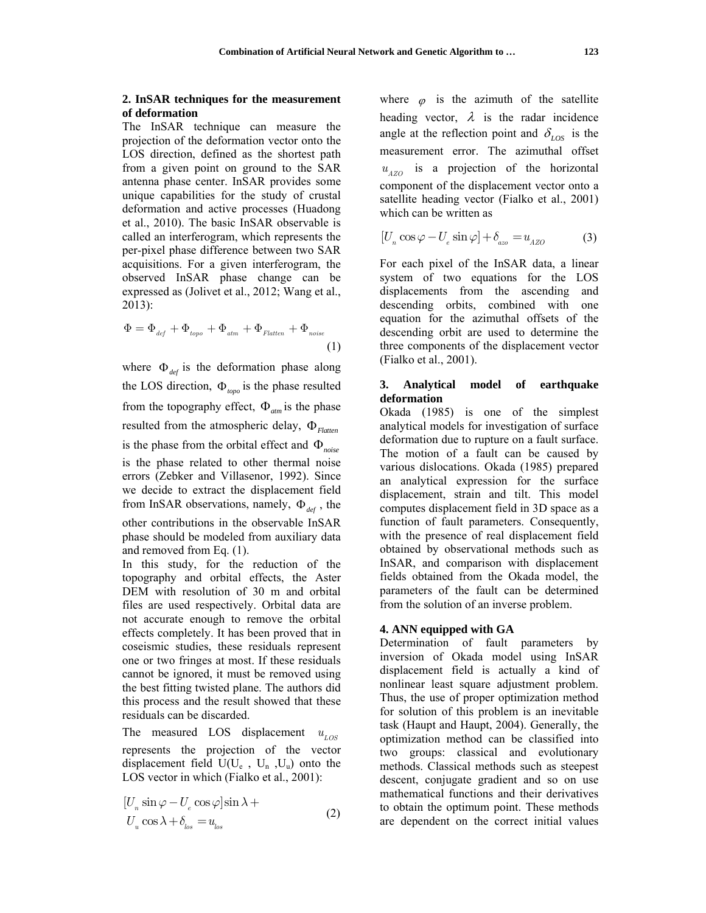## 2. InSAR techniques for the measurement of deformation

The InSAR technique can measure the projection of the deformation vector onto the LOS direction, defined as the shortest path from a given point on ground to the SAR antenna phase center. InSAR provides some unique capabilities for the study of crustal deformation and active processes (Huadong et al., 2010). The basic InSAR observable is called an interferogram, which represents the per-pixel phase difference between two SAR acquisitions. For a given interferogram, the observed InSAR phase change can be expressed as (Jolivet et al., 2012; Wang et al., 2013):

$$\Phi = \Phi_{def} + \Phi_{topo} + \Phi_{atm} + \Phi_{Flatten} + \Phi_{noise} \tag{1}$$

where $\Phi_{def}$ is the deformation phase along the LOS direction, $\Phi_{topo}$ is the phase resulted from the topography effect, $\Phi_{atm}$ is the phase resulted from the atmospheric delay, $\Phi_{Flatten}$ is the phase from the orbital effect and $\Phi_{noise}$ is the phase related to other thermal noise errors (Zebker and Villasenor, 1992). Since we decide to extract the displacement field from InSAR observations, namely, $\Phi_{def}$, the other contributions in the observable InSAR phase should be modeled from auxiliary data and removed from Eq. (1).

In this study, for the reduction of the topography and orbital effects, the Aster DEM with resolution of 30 m and orbital files are used respectively. Orbital data are not accurate enough to remove the orbital effects completely. It has been proved that in coseismic studies, these residuals represent one or two fringes at most. If these residuals cannot be ignored, it must be removed using the best fitting twisted plane. The authors did this process and the result showed that these residuals can be discarded.

The measured LOS displacement $u_{LOS}$ represents the projection of the vector displacement field U($U_e$ , $U_n$ ,$U_u$) onto the LOS vector in which (Fialko et al., 2001):

$$[U_n \sin\varphi - U_e \cos\varphi]\sin\lambda + U_u \cos\lambda + \delta_{los} = u_{los} \tag{2}$$

where $\varphi$ is the azimuth of the satellite heading vector, $\lambda$ is the radar incidence angle at the reflection point and $\delta_{LOS}$ is the measurement error. The azimuthal offset $u_{AZO}$ is a projection of the horizontal component of the displacement vector onto a satellite heading vector (Fialko et al., 2001) which can be written as

$$[U_n \cos\varphi - U_e \sin\varphi] + \delta_{azo} = u_{AZO} \tag{3}$$

For each pixel of the InSAR data, a linear system of two equations for the LOS displacements from the ascending and descending orbits, combined with one equation for the azimuthal offsets of the descending orbit are used to determine the three components of the displacement vector (Fialko et al., 2001).

## 3. Analytical model of earthquake deformation

Okada (1985) is one of the simplest analytical models for investigation of surface deformation due to rupture on a fault surface. The motion of a fault can be caused by various dislocations. Okada (1985) prepared an analytical expression for the surface displacement, strain and tilt. This model computes displacement field in 3D space as a function of fault parameters. Consequently, with the presence of real displacement field obtained by observational methods such as InSAR, and comparison with displacement fields obtained from the Okada model, the parameters of the fault can be determined from the solution of an inverse problem.

## 4. ANN equipped with GA

Determination of fault parameters by inversion of Okada model using InSAR displacement field is actually a kind of nonlinear least square adjustment problem. Thus, the use of proper optimization method for solution of this problem is an inevitable task (Haupt and Haupt, 2004). Generally, the optimization method can be classified into two groups: classical and evolutionary methods. Classical methods such as steepest descent, conjugate gradient and so on use mathematical functions and their derivatives to obtain the optimum point. These methods are dependent on the correct initial values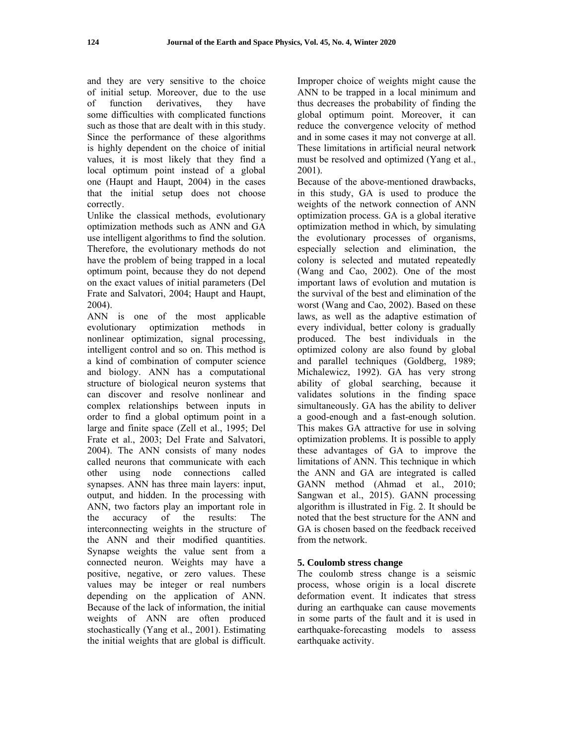and they are very sensitive to the choice of initial setup. Moreover, due to the use of function derivatives, they have some difficulties with complicated functions such as those that are dealt with in this study. Since the performance of these algorithms is highly dependent on the choice of initial values, it is most likely that they find a local optimum point instead of a global one (Haupt and Haupt, 2004) in the cases that the initial setup does not choose correctly.

Unlike the classical methods, evolutionary optimization methods such as ANN and GA use intelligent algorithms to find the solution. Therefore, the evolutionary methods do not have the problem of being trapped in a local optimum point, because they do not depend on the exact values of initial parameters (Del Frate and Salvatori, 2004; Haupt and Haupt, 2004).

ANN is one of the most applicable evolutionary optimization methods in nonlinear optimization, signal processing, intelligent control and so on. This method is a kind of combination of computer science and biology. ANN has a computational structure of biological neuron systems that can discover and resolve nonlinear and complex relationships between inputs in order to find a global optimum point in a large and finite space (Zell et al., 1995; Del Frate et al., 2003; Del Frate and Salvatori, 2004). The ANN consists of many nodes called neurons that communicate with each other using node connections called synapses. ANN has three main layers: input, output, and hidden. In the processing with ANN, two factors play an important role in the accuracy of the results: The interconnecting weights in the structure of the ANN and their modified quantities. Synapse weights the value sent from a connected neuron. Weights may have a positive, negative, or zero values. These values may be integer or real numbers depending on the application of ANN. Because of the lack of information, the initial weights of ANN are often produced stochastically (Yang et al., 2001). Estimating the initial weights that are global is difficult. Improper choice of weights might cause the ANN to be trapped in a local minimum and thus decreases the probability of finding the global optimum point. Moreover, it can reduce the convergence velocity of method and in some cases it may not converge at all. These limitations in artificial neural network must be resolved and optimized (Yang et al., 2001).

Because of the above-mentioned drawbacks, in this study, GA is used to produce the weights of the network connection of ANN optimization process. GA is a global iterative optimization method in which, by simulating the evolutionary processes of organisms, especially selection and elimination, the colony is selected and mutated repeatedly (Wang and Cao, 2002). One of the most important laws of evolution and mutation is the survival of the best and elimination of the worst (Wang and Cao, 2002). Based on these laws, as well as the adaptive estimation of every individual, better colony is gradually produced. The best individuals in the optimized colony are also found by global and parallel techniques (Goldberg, 1989; Michalewicz, 1992). GA has very strong ability of global searching, because it validates solutions in the finding space simultaneously. GA has the ability to deliver a good-enough and a fast-enough solution. This makes GA attractive for use in solving optimization problems. It is possible to apply these advantages of GA to improve the limitations of ANN. This technique in which the ANN and GA are integrated is called GANN method (Ahmad et al., 2010; Sangwan et al., 2015). GANN processing algorithm is illustrated in Fig. 2. It should be noted that the best structure for the ANN and GA is chosen based on the feedback received from the network.

## 5. Coulomb stress change

The coulomb stress change is a seismic process, whose origin is a local discrete deformation event. It indicates that stress during an earthquake can cause movements in some parts of the fault and it is used in earthquake-forecasting models to assess earthquake activity.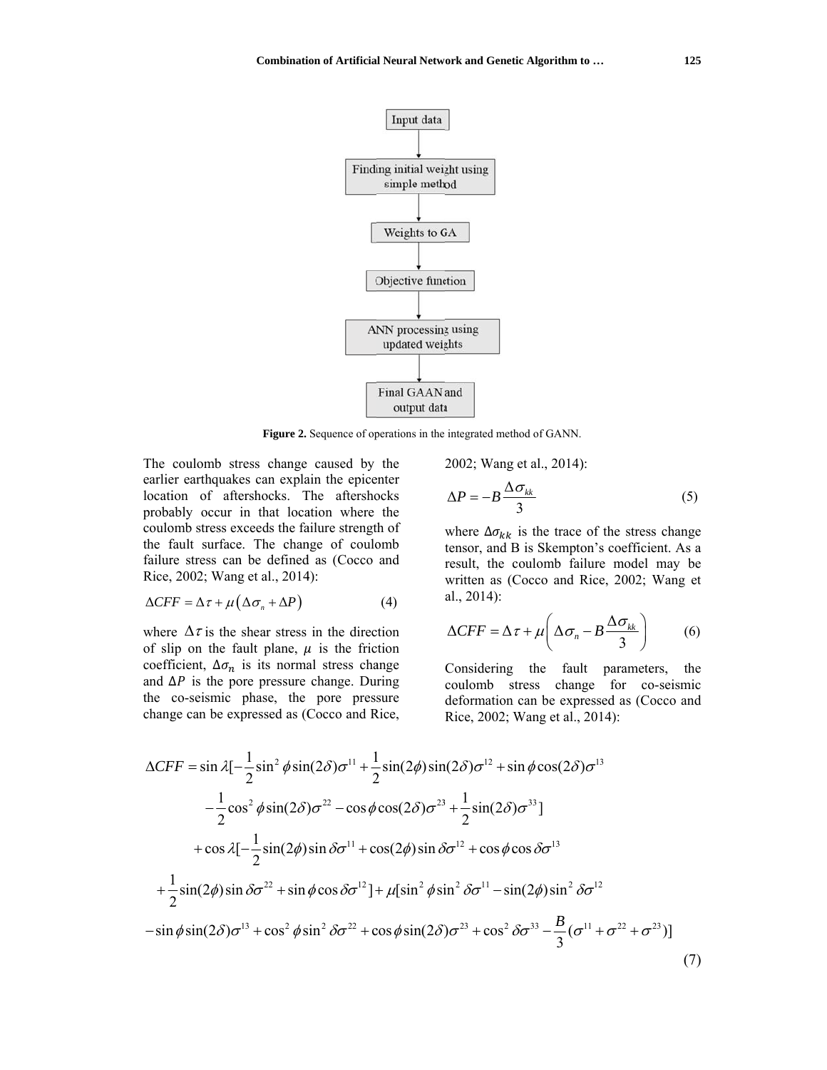Input data → Finding initial weight using simple method → Weights to GA → Objective function → ANN processing using updated weights → Final GAAN and output data

**Figure 2.** Sequence of operations in the integrated method of GANN.

The coulomb stress change caused by the earlier earthquakes can explain the epicenter location of aftershocks. The aftershocks probably occur in that location where the coulomb stress exceeds the failure strength of the fault surface. The change of coulomb failure stress can be defined as (Cocco and Rice, 2002; Wang et al., 2014):

$$\Delta CFF = \Delta\tau + \mu\left(\Delta\sigma_n + \Delta P\right) \tag{4}$$

where $\Delta\tau$ is the shear stress in the direction of slip on the fault plane, $\mu$ is the friction coefficient, $\Delta\sigma_n$ is its normal stress change and $\Delta P$ is the pore pressure change. During the co-seismic phase, the pore pressure change can be expressed as (Cocco and Rice, 2002; Wang et al., 2014):

$$\Delta P = -B\frac{\Delta\sigma_{kk}}{3} \tag{5}$$

where $\Delta\sigma_{kk}$ is the trace of the stress change tensor, and B is Skempton's coefficient. As a result, the coulomb failure model may be written as (Cocco and Rice, 2002; Wang et al., 2014):

$$\Delta CFF = \Delta\tau + \mu\left(\Delta\sigma_n - B\frac{\Delta\sigma_{kk}}{3}\right) \tag{6}$$

Considering the fault parameters, the coulomb stress change for co-seismic deformation can be expressed as (Cocco and Rice, 2002; Wang et al., 2014):

$$\begin{aligned}
\Delta CFF = {} & \sin\lambda[-\frac{1}{2}\sin^2\phi\sin(2\delta)\sigma^{11} + \frac{1}{2}\sin(2\phi)\sin(2\delta)\sigma^{12} + \sin\phi\cos(2\delta)\sigma^{13} \\
& -\frac{1}{2}\cos^2\phi\sin(2\delta)\sigma^{22} - \cos\phi\cos(2\delta)\sigma^{23} + \frac{1}{2}\sin(2\delta)\sigma^{33}] \\
& + \cos\lambda[-\frac{1}{2}\sin(2\phi)\sin\delta\sigma^{11} + \cos(2\phi)\sin\delta\sigma^{12} + \cos\phi\cos\delta\sigma^{13} \\
& + \frac{1}{2}\sin(2\phi)\sin\delta\sigma^{22} + \sin\phi\cos\delta\sigma^{12}] + \mu[\sin^2\phi\sin^2\delta\sigma^{11} - \sin(2\phi)\sin^2\delta\sigma^{12} \\
& - \sin\phi\sin(2\delta)\sigma^{13} + \cos^2\phi\sin^2\delta\sigma^{22} + \cos\phi\sin(2\delta)\sigma^{23} + \cos^2\delta\sigma^{33} - \frac{B}{3}(\sigma^{11} + \sigma^{22} + \sigma^{23})]
\end{aligned} \tag{7}$$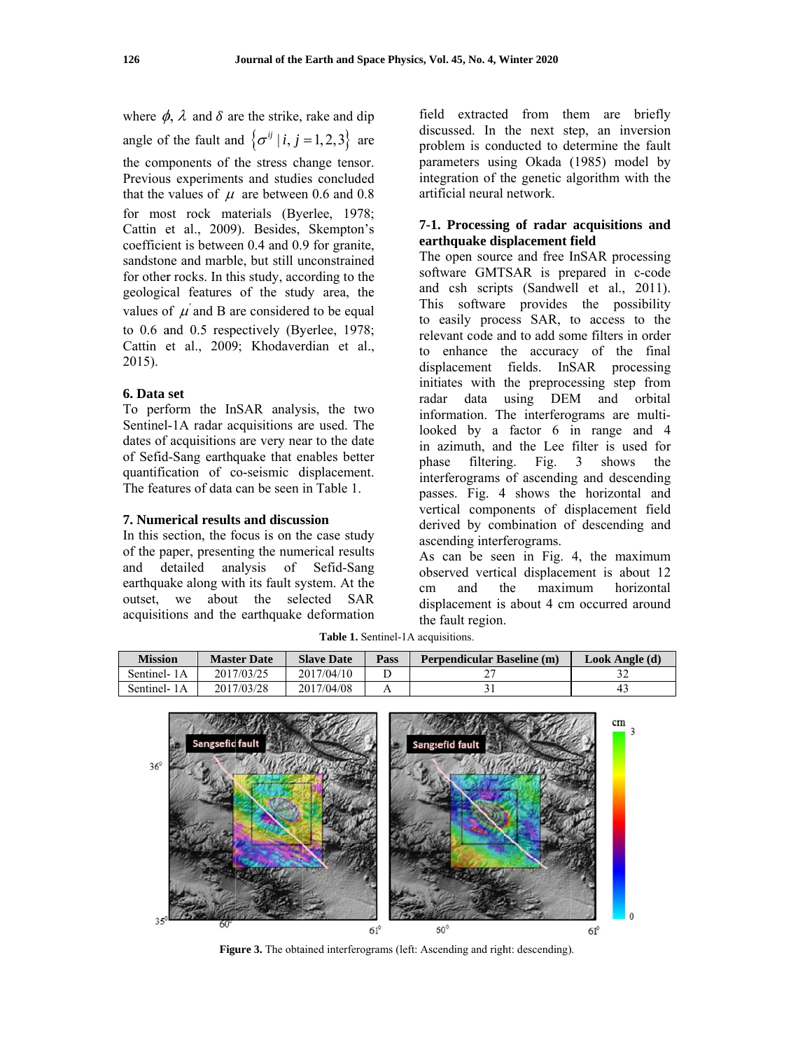where $\phi$, $\lambda$ and $\delta$ are the strike, rake and dip angle of the fault and $\{\sigma^{ij} \mid i, j = 1,2,3\}$ are the components of the stress change tensor. Previous experiments and studies concluded that the values of $\mu$ are between 0.6 and 0.8 for most rock materials (Byerlee, 1978; Cattin et al., 2009). Besides, Skempton's coefficient is between 0.4 and 0.9 for granite, sandstone and marble, but still unconstrained for other rocks. In this study, according to the geological features of the study area, the values of $\mu'$ and B are considered to be equal to 0.6 and 0.5 respectively (Byerlee, 1978; Cattin et al., 2009; Khodaverdian et al., 2015).

## 6. Data set

To perform the InSAR analysis, the two Sentinel-1A radar acquisitions are used. The dates of acquisitions are very near to the date of Sefid-Sang earthquake that enables better quantification of co-seismic displacement. The features of data can be seen in Table 1.

## 7. Numerical results and discussion

In this section, the focus is on the case study of the paper, presenting the numerical results and detailed analysis of Sefid-Sang earthquake along with its fault system. At the outset, we about the selected SAR acquisitions and the earthquake deformation field extracted from them are briefly discussed. In the next step, an inversion problem is conducted to determine the fault parameters using Okada (1985) model by integration of the genetic algorithm with the artificial neural network.

### 7-1. Processing of radar acquisitions and earthquake displacement field

The open source and free InSAR processing software GMTSAR is prepared in c-code and csh scripts (Sandwell et al., 2011). This software provides the possibility to easily process SAR, to access to the relevant code and to add some filters in order to enhance the accuracy of the final displacement fields. InSAR processing initiates with the preprocessing step from radar data using DEM and orbital information. The interferograms are multi-looked by a factor 6 in range and 4 in azimuth, and the Lee filter is used for phase filtering. Fig. 3 shows the interferograms of ascending and descending passes. Fig. 4 shows the horizontal and vertical components of displacement field derived by combination of descending and ascending interferograms.

As can be seen in Fig. 4, the maximum observed vertical displacement is about 12 cm and the maximum horizontal displacement is about 4 cm occurred around the fault region.

**Table 1.** Sentinel-1A acquisitions.

| Mission | Master Date | Slave Date | Pass | Perpendicular Baseline (m) | Look Angle (d) |
|---|---|---|---|---|---|
| Sentinel- 1A | 2017/03/25 | 2017/04/10 | D | 27 | 32 |
| Sentinel- 1A | 2017/03/28 | 2017/04/08 | A | 31 | 43 |

**Figure 3.** The obtained interferograms (left: Ascending and right: descending).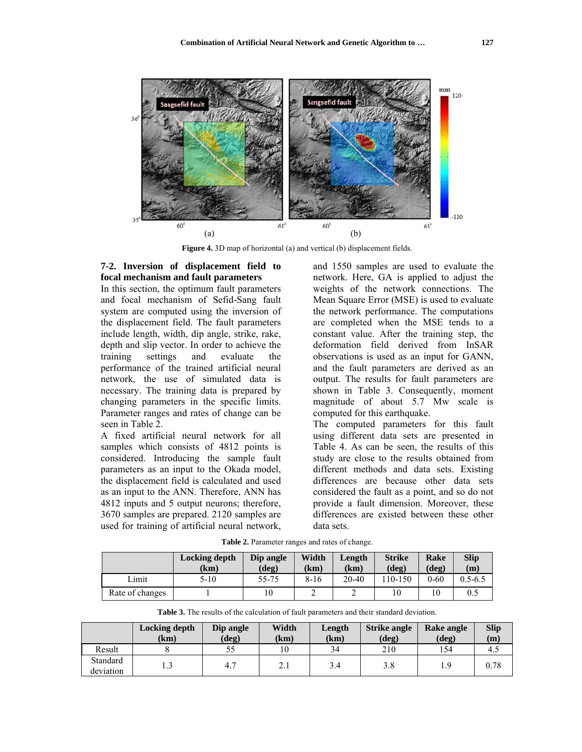Figure 4. 3D map of horizontal (a) and vertical (b) displacement fields.

### 7-2. Inversion of displacement field to focal mechanism and fault parameters

In this section, the optimum fault parameters and focal mechanism of Sefid-Sang fault system are computed using the inversion of the displacement field. The fault parameters include length, width, dip angle, strike, rake, depth and slip vector. In order to achieve the training settings and evaluate the performance of the trained artificial neural network, the use of simulated data is necessary. The training data is prepared by changing parameters in the specific limits. Parameter ranges and rates of change can be seen in Table 2.

A fixed artificial neural network for all samples which consists of 4812 points is considered. Introducing the sample fault parameters as an input to the Okada model, the displacement field is calculated and used as an input to the ANN. Therefore, ANN has 4812 inputs and 5 output neurons; therefore, 3670 samples are prepared. 2120 samples are used for training of artificial neural network, and 1550 samples are used to evaluate the network. Here, GA is applied to adjust the weights of the network connections. The Mean Square Error (MSE) is used to evaluate the network performance. The computations are completed when the MSE tends to a constant value. After the training step, the deformation field derived from InSAR observations is used as an input for GANN, and the fault parameters are derived as an output. The results for fault parameters are shown in Table 3. Consequently, moment magnitude of about 5.7 Mw scale is computed for this earthquake.

The computed parameters for this fault using different data sets are presented in Table 4. As can be seen, the results of this study are close to the results obtained from different methods and data sets. Existing differences are because other data sets considered the fault as a point, and so do not provide a fault dimension. Moreover, these differences are existed between these other data sets.

Table 2. Parameter ranges and rates of change.

| | Locking depth (km) | Dip angle (deg) | Width (km) | Length (km) | Strike (deg) | Rake (deg) | Slip (m) |
|---|---|---|---|---|---|---|---|
| Limit | 5-10 | 55-75 | 8-16 | 20-40 | 110-150 | 0-60 | 0.5-6.5 |
| Rate of changes | 1 | 10 | 2 | 2 | 10 | 10 | 0.5 |

Table 3. The results of the calculation of fault parameters and their standard deviation.

| | Locking depth (km) | Dip angle (deg) | Width (km) | Length (km) | Strike angle (deg) | Rake angle (deg) | Slip (m) |
|---|---|---|---|---|---|---|---|
| Result | 8 | 55 | 10 | 34 | 210 | 154 | 4.5 |
| Standard deviation | 1.3 | 4.7 | 2.1 | 3.4 | 3.8 | 1.9 | 0.78 |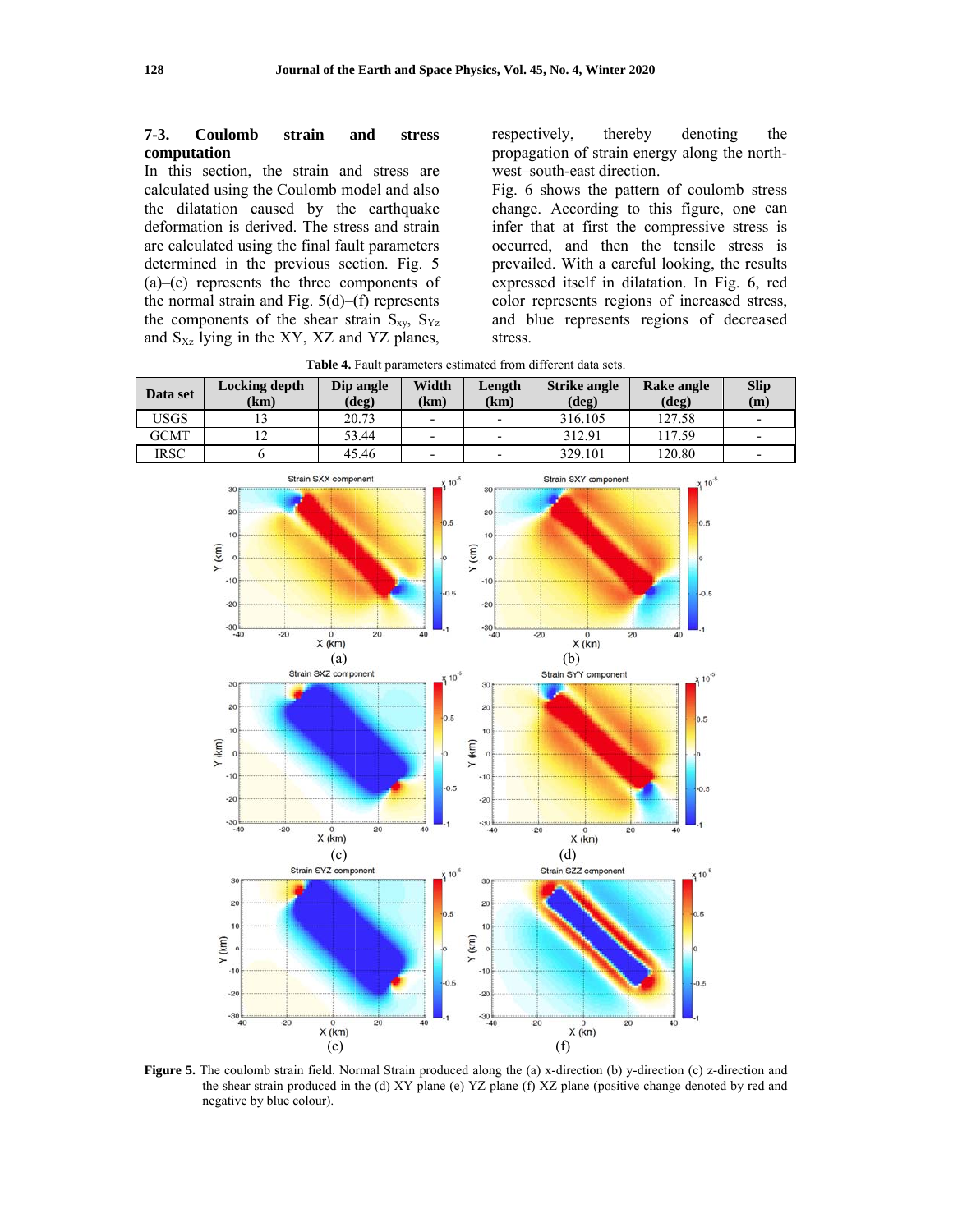### 7-3. Coulomb strain and stress computation

In this section, the strain and stress are calculated using the Coulomb model and also the dilatation caused by the earthquake deformation is derived. The stress and strain are calculated using the final fault parameters determined in the previous section. Fig. 5 (a)–(c) represents the three components of the normal strain and Fig. 5(d)–(f) represents the components of the shear strain $S_{xy}$, $S_{Yz}$ and $S_{Xz}$ lying in the XY, XZ and YZ planes, respectively, thereby denoting the propagation of strain energy along the north-west–south-east direction.

Fig. 6 shows the pattern of coulomb stress change. According to this figure, one can infer that at first the compressive stress is occurred, and then the tensile stress is prevailed. With a careful looking, the results expressed itself in dilatation. In Fig. 6, red color represents regions of increased stress, and blue represents regions of decreased stress.

**Table 4.** Fault parameters estimated from different data sets.

| Data set | Locking depth (km) | Dip angle (deg) | Width (km) | Length (km) | Strike angle (deg) | Rake angle (deg) | Slip (m) |
|---|---|---|---|---|---|---|---|
| USGS | 13 | 20.73 | - | - | 316.105 | 127.58 | - |
| GCMT | 12 | 53.44 | - | - | 312.91 | 117.59 | - |
| IRSC | 6 | 45.46 | - | - | 329.101 | 120.80 | - |

**Figure 5.** The coulomb strain field. Normal Strain produced along the (a) x-direction (b) y-direction (c) z-direction and the shear strain produced in the (d) XY plane (e) YZ plane (f) XZ plane (positive change denoted by red and negative by blue colour).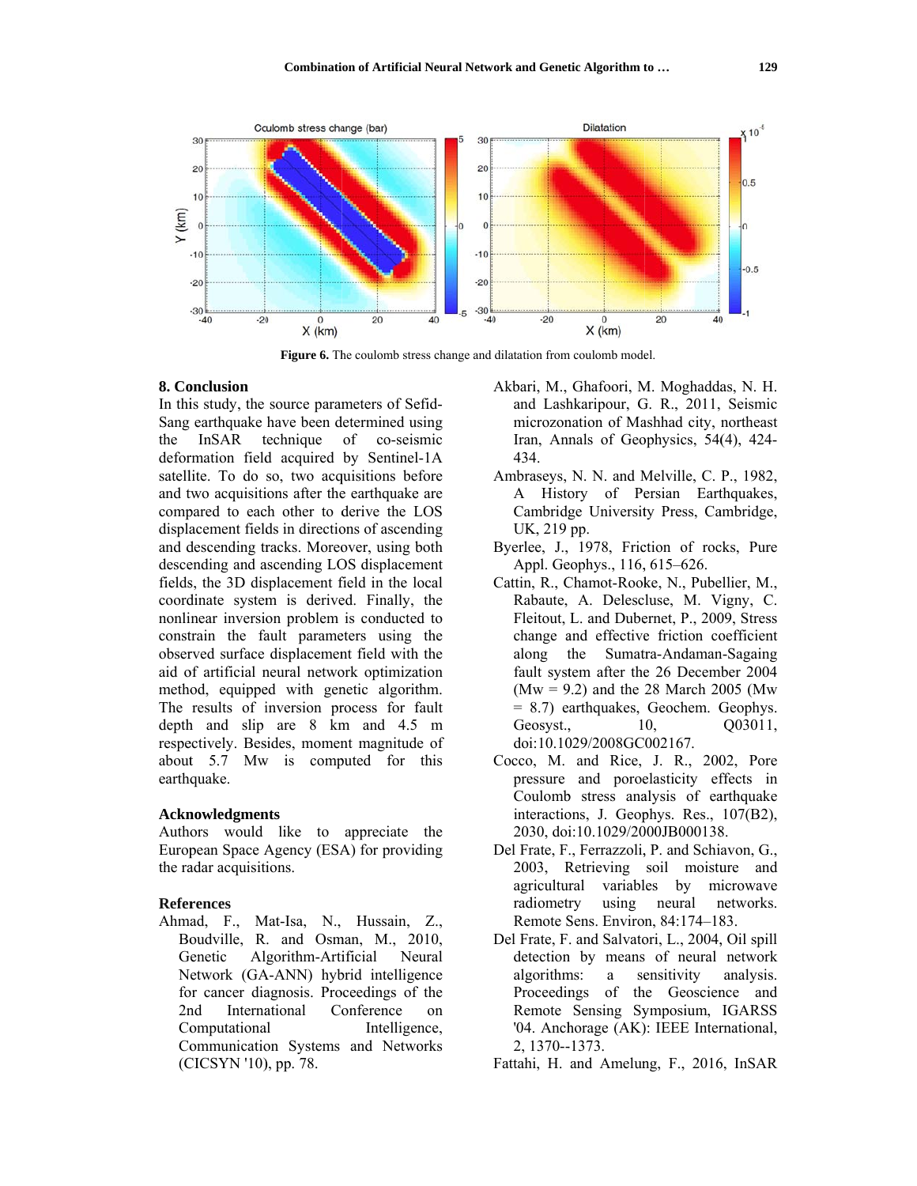Figure 6. The coulomb stress change and dilatation from coulomb model.

## 8. Conclusion

In this study, the source parameters of Sefid-Sang earthquake have been determined using the InSAR technique of co-seismic deformation field acquired by Sentinel-1A satellite. To do so, two acquisitions before and two acquisitions after the earthquake are compared to each other to derive the LOS displacement fields in directions of ascending and descending tracks. Moreover, using both descending and ascending LOS displacement fields, the 3D displacement field in the local coordinate system is derived. Finally, the nonlinear inversion problem is conducted to constrain the fault parameters using the observed surface displacement field with the aid of artificial neural network optimization method, equipped with genetic algorithm. The results of inversion process for fault depth and slip are 8 km and 4.5 m respectively. Besides, moment magnitude of about 5.7 Mw is computed for this earthquake.

## Acknowledgments

Authors would like to appreciate the European Space Agency (ESA) for providing the radar acquisitions.

## References

Ahmad, F., Mat-Isa, N., Hussain, Z., Boudville, R. and Osman, M., 2010, Genetic Algorithm-Artificial Neural Network (GA-ANN) hybrid intelligence for cancer diagnosis. Proceedings of the 2nd International Conference on Computational Intelligence, Communication Systems and Networks (CICSYN '10), pp. 78.

Akbari, M., Ghafoori, M. Moghaddas, N. H. and Lashkaripour, G. R., 2011, Seismic microzonation of Mashhad city, northeast Iran, Annals of Geophysics, 54(4), 424-434.

Ambraseys, N. N. and Melville, C. P., 1982, A History of Persian Earthquakes, Cambridge University Press, Cambridge, UK, 219 pp.

Byerlee, J., 1978, Friction of rocks, Pure Appl. Geophys., 116, 615–626.

Cattin, R., Chamot-Rooke, N., Pubellier, M., Rabaute, A. Delescluse, M. Vigny, C. Fleitout, L. and Dubernet, P., 2009, Stress change and effective friction coefficient along the Sumatra-Andaman-Sagaing fault system after the 26 December 2004 (Mw = 9.2) and the 28 March 2005 (Mw = 8.7) earthquakes, Geochem. Geophys. Geosyst., 10, Q03011, doi:10.1029/2008GC002167.

Cocco, M. and Rice, J. R., 2002, Pore pressure and poroelasticity effects in Coulomb stress analysis of earthquake interactions, J. Geophys. Res., 107(B2), 2030, doi:10.1029/2000JB000138.

Del Frate, F., Ferrazzoli, P. and Schiavon, G., 2003, Retrieving soil moisture and agricultural variables by microwave radiometry using neural networks. Remote Sens. Environ, 84:174–183.

Del Frate, F. and Salvatori, L., 2004, Oil spill detection by means of neural network algorithms: a sensitivity analysis. Proceedings of the Geoscience and Remote Sensing Symposium, IGARSS '04. Anchorage (AK): IEEE International, 2, 1370--1373.

Fattahi, H. and Amelung, F., 2016, InSAR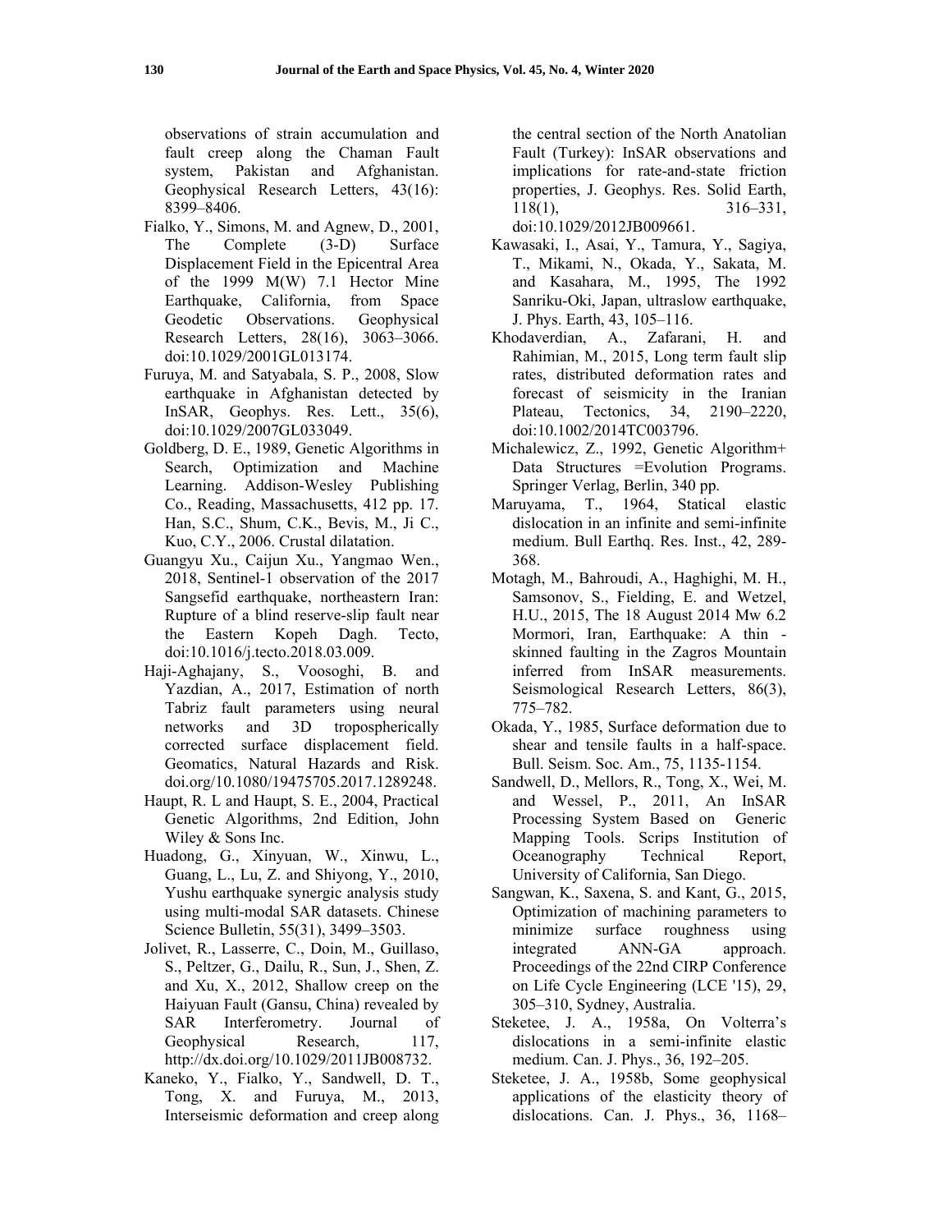observations of strain accumulation and fault creep along the Chaman Fault system, Pakistan and Afghanistan. Geophysical Research Letters, 43(16): 8399–8406.

Fialko, Y., Simons, M. and Agnew, D., 2001, The Complete (3-D) Surface Displacement Field in the Epicentral Area of the 1999 M(W) 7.1 Hector Mine Earthquake, California, from Space Geodetic Observations. Geophysical Research Letters, 28(16), 3063–3066. doi:10.1029/2001GL013174.

Furuya, M. and Satyabala, S. P., 2008, Slow earthquake in Afghanistan detected by InSAR, Geophys. Res. Lett., 35(6), doi:10.1029/2007GL033049.

Goldberg, D. E., 1989, Genetic Algorithms in Search, Optimization and Machine Learning. Addison-Wesley Publishing Co., Reading, Massachusetts, 412 pp. 17. Han, S.C., Shum, C.K., Bevis, M., Ji C., Kuo, C.Y., 2006. Crustal dilatation.

Guangyu Xu., Caijun Xu., Yangmao Wen., 2018, Sentinel-1 observation of the 2017 Sangsefid earthquake, northeastern Iran: Rupture of a blind reserve-slip fault near the Eastern Kopeh Dagh. Tecto, doi:10.1016/j.tecto.2018.03.009.

Haji-Aghajany, S., Voosoghi, B. and Yazdian, A., 2017, Estimation of north Tabriz fault parameters using neural networks and 3D tropospherically corrected surface displacement field. Geomatics, Natural Hazards and Risk. doi.org/10.1080/19475705.2017.1289248.

Haupt, R. L and Haupt, S. E., 2004, Practical Genetic Algorithms, 2nd Edition, John Wiley & Sons Inc.

Huadong, G., Xinyuan, W., Xinwu, L., Guang, L., Lu, Z. and Shiyong, Y., 2010, Yushu earthquake synergic analysis study using multi-modal SAR datasets. Chinese Science Bulletin, 55(31), 3499–3503.

Jolivet, R., Lasserre, C., Doin, M., Guillaso, S., Peltzer, G., Dailu, R., Sun, J., Shen, Z. and Xu, X., 2012, Shallow creep on the Haiyuan Fault (Gansu, China) revealed by SAR Interferometry. Journal of Geophysical Research, 117, http://dx.doi.org/10.1029/2011JB008732.

Kaneko, Y., Fialko, Y., Sandwell, D. T., Tong, X. and Furuya, M., 2013, Interseismic deformation and creep along the central section of the North Anatolian Fault (Turkey): InSAR observations and implications for rate-and-state friction properties, J. Geophys. Res. Solid Earth, 118(1), 316–331, doi:10.1029/2012JB009661.

Kawasaki, I., Asai, Y., Tamura, Y., Sagiya, T., Mikami, N., Okada, Y., Sakata, M. and Kasahara, M., 1995, The 1992 Sanriku-Oki, Japan, ultraslow earthquake, J. Phys. Earth, 43, 105–116.

Khodaverdian, A., Zafarani, H. and Rahimian, M., 2015, Long term fault slip rates, distributed deformation rates and forecast of seismicity in the Iranian Plateau, Tectonics, 34, 2190–2220, doi:10.1002/2014TC003796.

Michalewicz, Z., 1992, Genetic Algorithm+ Data Structures =Evolution Programs. Springer Verlag, Berlin, 340 pp.

Maruyama, T., 1964, Statical elastic dislocation in an infinite and semi-infinite medium. Bull Earthq. Res. Inst., 42, 289-368.

Motagh, M., Bahroudi, A., Haghighi, M. H., Samsonov, S., Fielding, E. and Wetzel, H.U., 2015, The 18 August 2014 Mw 6.2 Mormori, Iran, Earthquake: A thin - skinned faulting in the Zagros Mountain inferred from InSAR measurements. Seismological Research Letters, 86(3), 775–782.

Okada, Y., 1985, Surface deformation due to shear and tensile faults in a half-space. Bull. Seism. Soc. Am., 75, 1135-1154.

Sandwell, D., Mellors, R., Tong, X., Wei, M. and Wessel, P., 2011, An InSAR Processing System Based on Generic Mapping Tools. Scrips Institution of Oceanography Technical Report, University of California, San Diego.

Sangwan, K., Saxena, S. and Kant, G., 2015, Optimization of machining parameters to minimize surface roughness using integrated ANN-GA approach. Proceedings of the 22nd CIRP Conference on Life Cycle Engineering (LCE '15), 29, 305–310, Sydney, Australia.

Steketee, J. A., 1958a, On Volterra's dislocations in a semi-infinite elastic medium. Can. J. Phys., 36, 192–205.

Steketee, J. A., 1958b, Some geophysical applications of the elasticity theory of dislocations. Can. J. Phys., 36, 1168–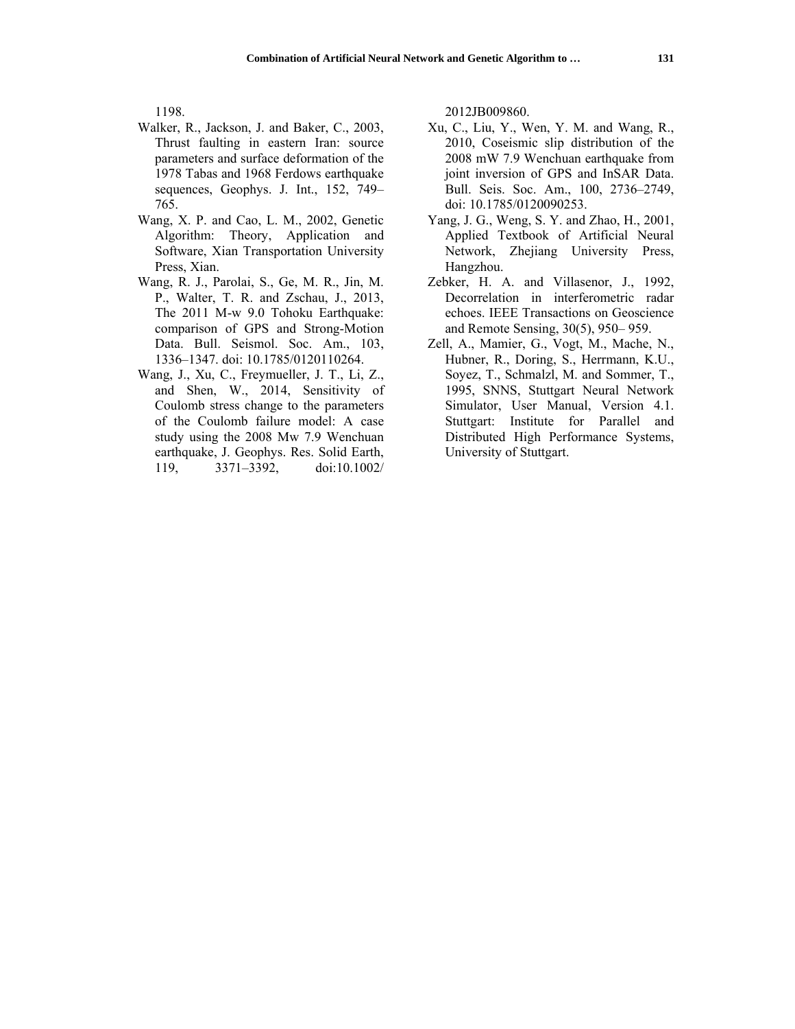1198.

Walker, R., Jackson, J. and Baker, C., 2003, Thrust faulting in eastern Iran: source parameters and surface deformation of the 1978 Tabas and 1968 Ferdows earthquake sequences, Geophys. J. Int., 152, 749–765.

Wang, X. P. and Cao, L. M., 2002, Genetic Algorithm: Theory, Application and Software, Xian Transportation University Press, Xian.

Wang, R. J., Parolai, S., Ge, M. R., Jin, M. P., Walter, T. R. and Zschau, J., 2013, The 2011 M-w 9.0 Tohoku Earthquake: comparison of GPS and Strong-Motion Data. Bull. Seismol. Soc. Am., 103, 1336–1347. doi: 10.1785/0120110264.

Wang, J., Xu, C., Freymueller, J. T., Li, Z., and Shen, W., 2014, Sensitivity of Coulomb stress change to the parameters of the Coulomb failure model: A case study using the 2008 Mw 7.9 Wenchuan earthquake, J. Geophys. Res. Solid Earth, 119, 3371–3392, doi:10.1002/2012JB009860.

Xu, C., Liu, Y., Wen, Y. M. and Wang, R., 2010, Coseismic slip distribution of the 2008 mW 7.9 Wenchuan earthquake from joint inversion of GPS and InSAR Data. Bull. Seis. Soc. Am., 100, 2736–2749, doi: 10.1785/0120090253.

Yang, J. G., Weng, S. Y. and Zhao, H., 2001, Applied Textbook of Artificial Neural Network, Zhejiang University Press, Hangzhou.

Zebker, H. A. and Villasenor, J., 1992, Decorrelation in interferometric radar echoes. IEEE Transactions on Geoscience and Remote Sensing, 30(5), 950– 959.

Zell, A., Mamier, G., Vogt, M., Mache, N., Hubner, R., Doring, S., Herrmann, K.U., Soyez, T., Schmalzl, M. and Sommer, T., 1995, SNNS, Stuttgart Neural Network Simulator, User Manual, Version 4.1. Stuttgart: Institute for Parallel and Distributed High Performance Systems, University of Stuttgart.